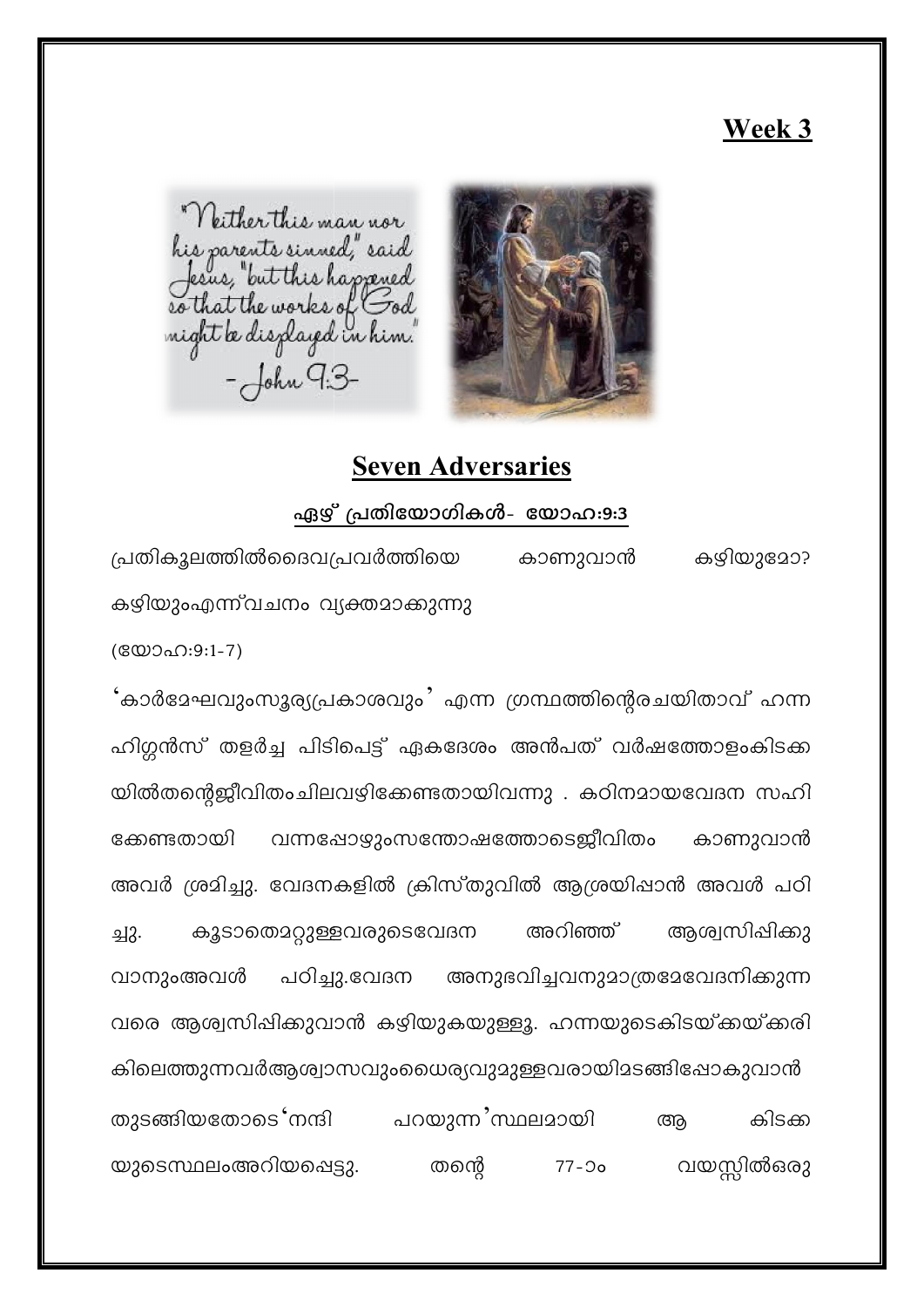# Week 3

## Seven Adversaries

**ഏഴ് പ്രതിയോഗികൾ- യോഹ:9:3**

പ്രതികൂലത്തിൽദൈവപ്രവർത്തിയെ കാണുവാൻ കഴിയുമോ? കഴിയുംഎന്ന്വചനം വ്യക്തമാക്കുന്നു

(യോഹ:9:1-7)

'കാർമേഘവുംസൂര്യപ്രകാശവും' എന്ന ഗ്രന്ഥത്തിന്റെരചയിതാവ് ഹന്ന ഹിഗ്ഗൻസ് തളർച്ച പിടിപെട്ട് ഏകദേശം അൻപത് വർഷത്തോളംകിടക്കയിൽതന്റെജീവിതംചിലവഴിക്കേണ്ടതായിവന്നു . കഠിനമായവേദന സഹിക്കേണ്ടതായി വന്നപ്പോഴുംസന്തോഷത്തോടെജീവിതം കാണുവാൻ അവർ ശ്രമിച്ചു. വേദനകളിൽ ക്രിസ്തുവിൽ ആശ്രയിപ്പാൻ അവൾ പഠിച്ചു. കൂടാതെമറ്റുള്ളവരുടെവേദന അറിഞ്ഞ് ആശ്വസിപ്പിക്കുവാനുംഅവൾ പഠിച്ചു.വേദന അനുഭവിച്ചവനുമാത്രമേവേദനിക്കുന്നവരെ ആശ്വസിപ്പിക്കുവാൻ കഴിയുകയുള്ളൂ. ഹന്നയുടെകിടയ്ക്കയ്ക്കരികിലെത്തുന്നവർആശ്വാസവുംധൈര്യവുമുള്ളവരായിമടങ്ങിപ്പോകുവാൻ തുടങ്ങിയതോടെ'നന്ദി പറയുന്ന'സ്ഥലമായി ആ കിടക്കയുടെസ്ഥലംഅറിയപ്പെട്ടു. തന്റെ 77-ാം വയസ്സിൽഒരു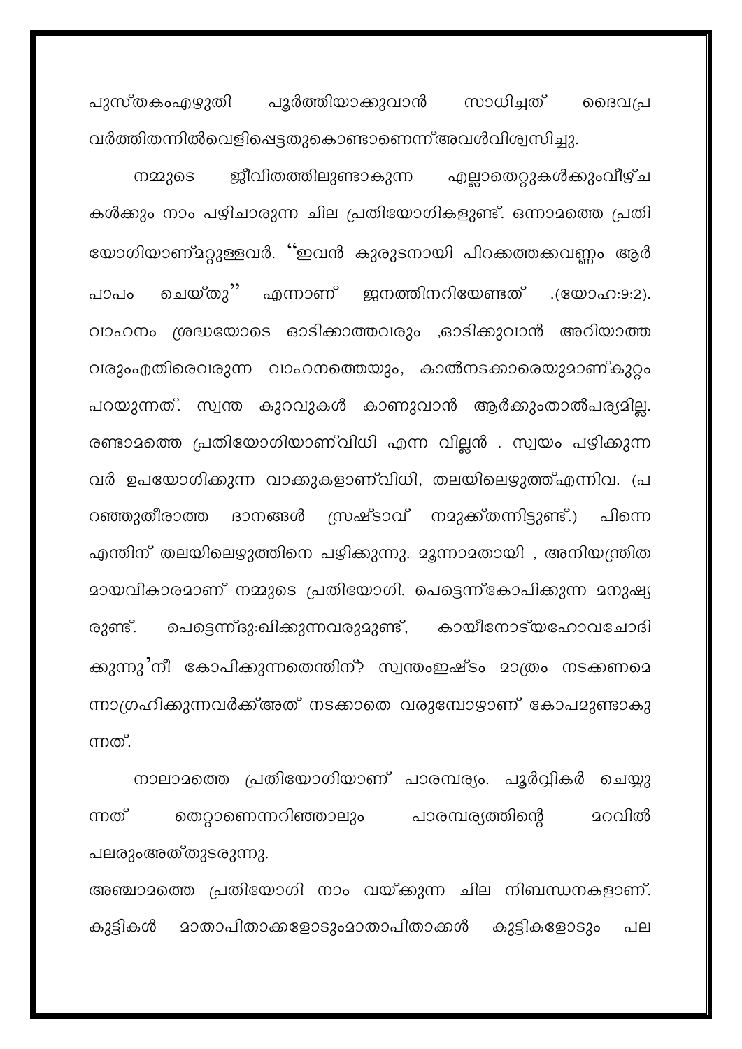പുസ്തകംഎഴുതി പൂർത്തിയാക്കുവാൻ സാധിച്ചത് ദൈവപ്രവർത്തിതന്നിൽവെളിപ്പെട്ടതുകൊണ്ടാണെന്ന്അവൾവിശ്വസിച്ചു.

നമ്മുടെ ജീവിതത്തിലുണ്ടാകുന്ന എല്ലാതെറ്റുകൾക്കുംവീഴ്ചകൾക്കും നാം പഴിചാരുന്ന ചില പ്രതിയോഗികളുണ്ട്. ഒന്നാമത്തെ പ്രതിയോഗിയാണ്മറ്റുള്ളവർ. “ഇവൻ കുരുടനായി പിറക്കത്തക്കവണ്ണം ആർ പാപം ചെയ്തു” എന്നാണ് ജനത്തിനറിയേണ്ടത് .(യോഹ:9:2). വാഹനം ശ്രദ്ധയോടെ ഓടിക്കാത്തവരും ,ഓടിക്കുവാൻ അറിയാത്തവരുംഎതിരെവരുന്ന വാഹനത്തെയും, കാൽനടക്കാരെയുമാണ്കുറ്റം പറയുന്നത്. സ്വന്ത കുറവുകൾ കാണുവാൻ ആർക്കുംതാൽപര്യമില്ല. രണ്ടാമത്തെ പ്രതിയോഗിയാണ്വിധി എന്ന വില്ലൻ . സ്വയം പഴിക്കുന്നവർ ഉപയോഗിക്കുന്ന വാക്കുകളാണ്വിധി, തലയിലെഴുത്ത്എന്നിവ. (പറഞ്ഞുതീരാത്ത ദാനങ്ങൾ സ്രഷ്ടാവ് നമുക്ക്തന്നിട്ടുണ്ട്.) പിന്നെ എന്തിന് തലയിലെഴുത്തിനെ പഴിക്കുന്നു. മൂന്നാമതായി , അനിയന്ത്രിതമായവികാരമാണ് നമ്മുടെ പ്രതിയോഗി. പെട്ടെന്ന്കോപിക്കുന്ന മനുഷ്യരുണ്ട്. പെട്ടെന്ന്ദു:ഖിക്കുന്നവരുമുണ്ട്, കായീനോട്യഹോവചോദിക്കുന്നു'നീ കോപിക്കുന്നതെന്തിന്? സ്വന്തംഇഷ്ടം മാത്രം നടക്കണമെന്നാഗ്രഹിക്കുന്നവർക്ക്അത് നടക്കാതെ വരുമ്പോഴാണ് കോപമുണ്ടാകുന്നത്.

നാലാമത്തെ പ്രതിയോഗിയാണ് പാരമ്പര്യം. പൂർവ്വികർ ചെയ്യുന്നത് തെറ്റാണെന്നറിഞ്ഞാലും പാരമ്പര്യത്തിന്റെ മറവിൽ പലരുംഅത്തുടരുന്നു.

അഞ്ചാമത്തെ പ്രതിയോഗി നാം വയ്ക്കുന്ന ചില നിബന്ധനകളാണ്. കുട്ടികൾ മാതാപിതാക്കളോടുംമാതാപിതാക്കൾ കുട്ടികളോടും പല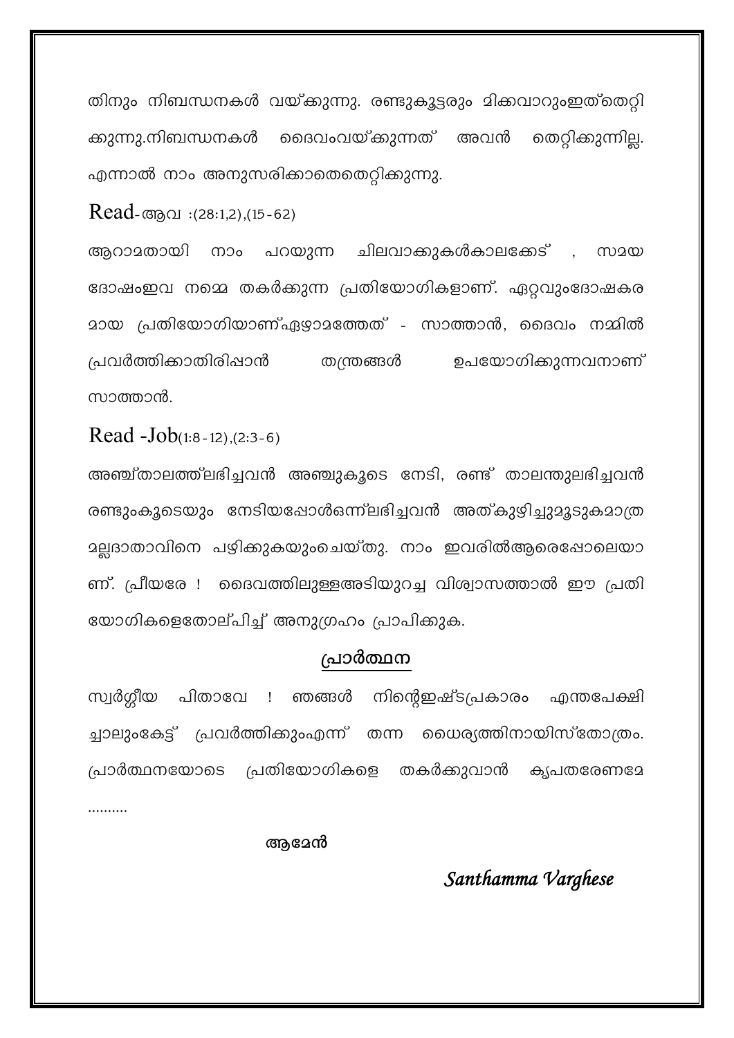തിനും നിബന്ധനകൾ വയ്ക്കുന്നു. രണ്ടുകൂട്ടരും മിക്കവാറുംഇത്തെറ്റി ക്കുന്നു.നിബന്ധനകൾ ദൈവംവയ്ക്കുന്നത് അവൻ തെറ്റിക്കുന്നില്ല. എന്നാൽ നാം അനുസരിക്കാതെതെറ്റിക്കുന്നു.

Read- ആവ :(28:1,2),(15-62)

ആറാമതായി നാം പറയുന്ന ചിലവാക്കുകൾകാലക്കേട് , സമയ ദോഷംഇവ നമ്മെ തകർക്കുന്ന പ്രതിയോഗികളാണ്. ഏറ്റവുംദോഷകര മായ പ്രതിയോഗിയാണ്ഏഴാമത്തേത് - സാത്താൻ, ദൈവം നമ്മിൽ പ്രവർത്തിക്കാതിരിപ്പാൻ തന്ത്രങ്ങൾ ഉപയോഗിക്കുന്നവനാണ് സാത്താൻ.

Read -Job(1:8-12),(2:3-6)

അഞ്ച്താലത്ത്ലഭിച്ചവൻ അഞ്ചുകൂടെ നേടി, രണ്ട് താലന്തുലഭിച്ചവൻ രണ്ടുംകൂടെയും നേടിയപ്പോൾഒന്ന്ലഭിച്ചവൻ അത്കുഴിച്ചുമൂടുകമാത്ര മല്ലദാതാവിനെ പഴിക്കുകയുംചെയ്തു. നാം ഇവരിൽആരെപ്പോലെയാ ണ്. പ്രീയരേ ! ദൈവത്തിലുള്ളഅടിയുറച്ച വിശ്വാസത്താൽ ഈ പ്രതി യോഗികളെതോല്പിച്ച് അനുഗ്രഹം പ്രാപിക്കുക.

## <u>പ്രാർത്ഥന</u>

സ്വർഗ്ഗീയ പിതാവേ ! ഞങ്ങൾ നിന്റെഇഷ്ടപ്രകാരം എന്തപേക്ഷി ച്ചാലുംകേട്ട് പ്രവർത്തിക്കുംഎന്ന് തന്ന ധൈര്യത്തിനായിസ്തോത്രം. പ്രാർത്ഥനയോടെ പ്രതിയോഗികളെ തകർക്കുവാൻ കൃപതരേണമേ ..........

**ആമേൻ**

*Santhamma Varghese*